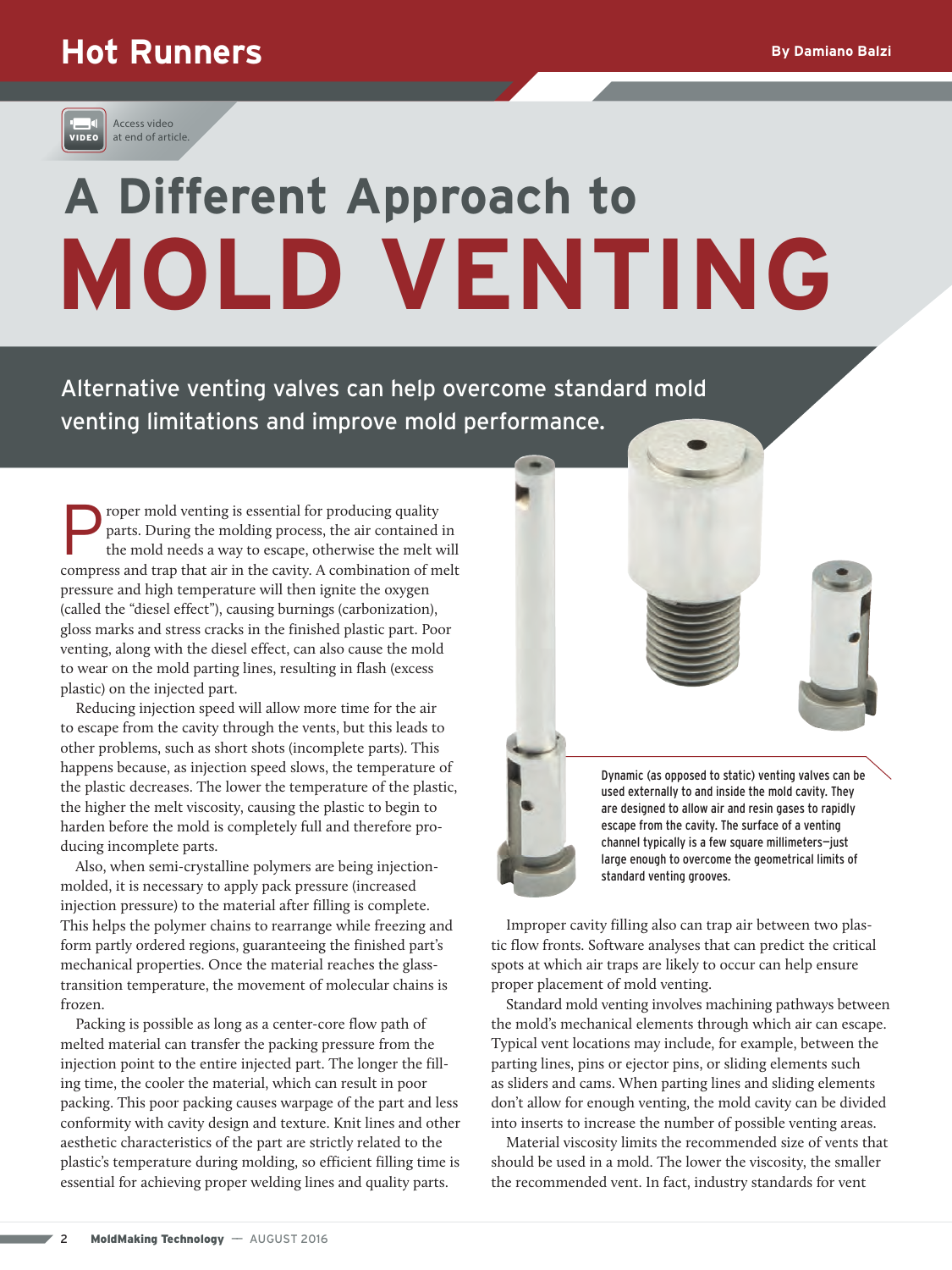Hot Runners

By Damiano Balzi

Access video at end of article.

# A Different Approach to MOLD VENTING

## Alternative venting valves can help overcome standard mold venting limitations and improve mold performance.

Proper mold venting is essential for producing quality parts. During the molding process, the air contained in the mold needs a way to escape, otherwise the melt will compress and trap that air in the cavity. A combination of melt pressure and high temperature will then ignite the oxygen (called the "diesel effect"), causing burnings (carbonization), gloss marks and stress cracks in the finished plastic part. Poor venting, along with the diesel effect, can also cause the mold to wear on the mold parting lines, resulting in flash (excess plastic) on the injected part.

Reducing injection speed will allow more time for the air to escape from the cavity through the vents, but this leads to other problems, such as short shots (incomplete parts). This happens because, as injection speed slows, the temperature of the plastic decreases. The lower the temperature of the plastic, the higher the melt viscosity, causing the plastic to begin to harden before the mold is completely full and therefore producing incomplete parts.

Also, when semi-crystalline polymers are being injection-molded, it is necessary to apply pack pressure (increased injection pressure) to the material after filling is complete. This helps the polymer chains to rearrange while freezing and form partly ordered regions, guaranteeing the finished part's mechanical properties. Once the material reaches the glass-transition temperature, the movement of molecular chains is frozen.

Packing is possible as long as a center-core flow path of melted material can transfer the packing pressure from the injection point to the entire injected part. The longer the filling time, the cooler the material, which can result in poor packing. This poor packing causes warpage of the part and less conformity with cavity design and texture. Knit lines and other aesthetic characteristics of the part are strictly related to the plastic's temperature during molding, so efficient filling time is essential for achieving proper welding lines and quality parts.

Dynamic (as opposed to static) venting valves can be used externally to and inside the mold cavity. They are designed to allow air and resin gases to rapidly escape from the cavity. The surface of a venting channel typically is a few square millimeters—just large enough to overcome the geometrical limits of standard venting grooves.

Improper cavity filling also can trap air between two plastic flow fronts. Software analyses that can predict the critical spots at which air traps are likely to occur can help ensure proper placement of mold venting.

Standard mold venting involves machining pathways between the mold's mechanical elements through which air can escape. Typical vent locations may include, for example, between the parting lines, pins or ejector pins, or sliding elements such as sliders and cams. When parting lines and sliding elements don't allow for enough venting, the mold cavity can be divided into inserts to increase the number of possible venting areas.

Material viscosity limits the recommended size of vents that should be used in a mold. The lower the viscosity, the smaller the recommended vent. In fact, industry standards for vent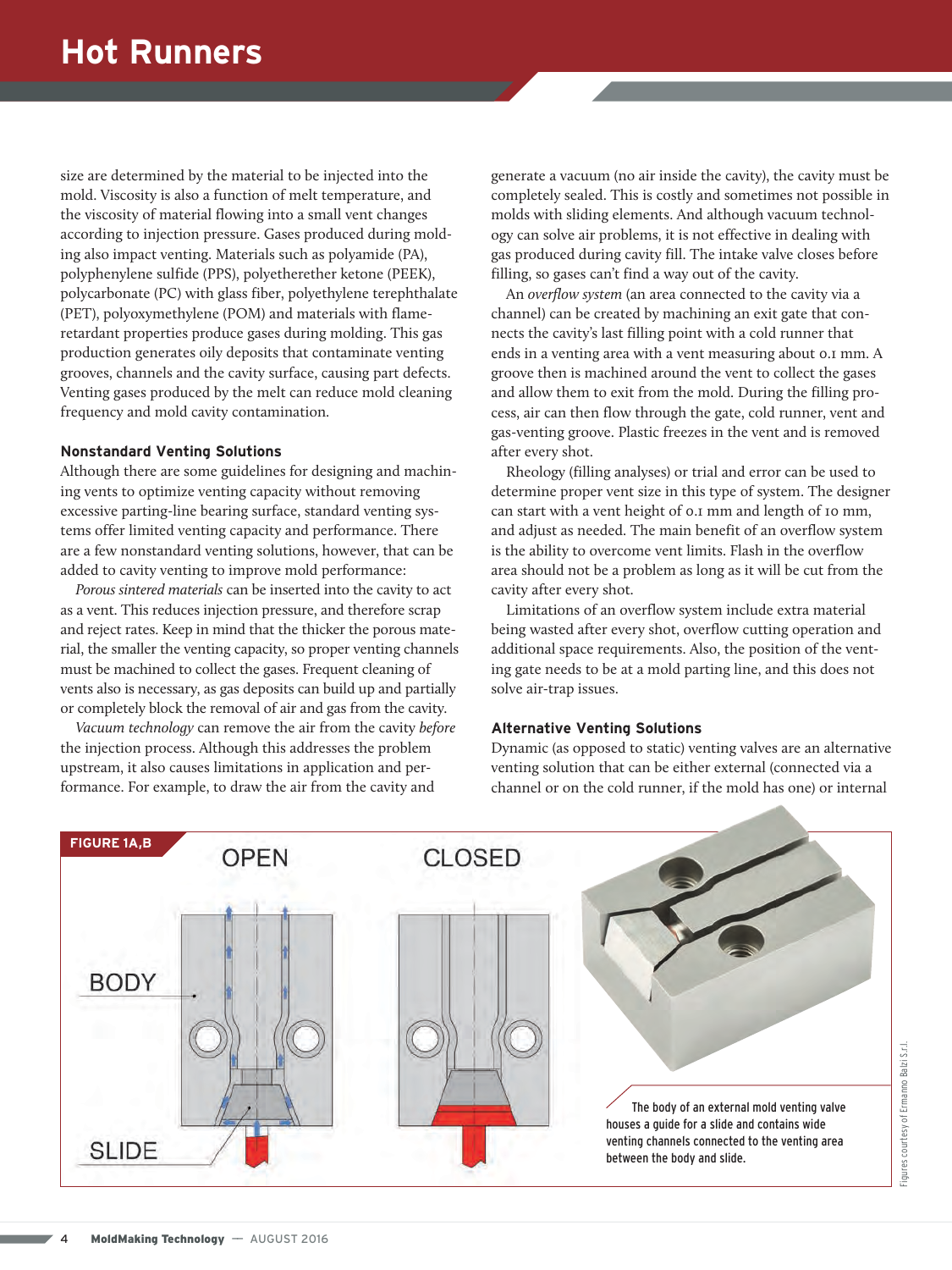size are determined by the material to be injected into the mold. Viscosity is also a function of melt temperature, and the viscosity of material flowing into a small vent changes according to injection pressure. Gases produced during molding also impact venting. Materials such as polyamide (PA), polyphenylene sulfide (PPS), polyetherether ketone (PEEK), polycarbonate (PC) with glass fiber, polyethylene terephthalate (PET), polyoxymethylene (POM) and materials with flame-retardant properties produce gases during molding. This gas production generates oily deposits that contaminate venting grooves, channels and the cavity surface, causing part defects. Venting gases produced by the melt can reduce mold cleaning frequency and mold cavity contamination.

### Nonstandard Venting Solutions

Although there are some guidelines for designing and machining vents to optimize venting capacity without removing excessive parting-line bearing surface, standard venting systems offer limited venting capacity and performance. There are a few nonstandard venting solutions, however, that can be added to cavity venting to improve mold performance:

*Porous sintered materials* can be inserted into the cavity to act as a vent. This reduces injection pressure, and therefore scrap and reject rates. Keep in mind that the thicker the porous material, the smaller the venting capacity, so proper venting channels must be machined to collect the gases. Frequent cleaning of vents also is necessary, as gas deposits can build up and partially or completely block the removal of air and gas from the cavity.

*Vacuum technology* can remove the air from the cavity *before* the injection process. Although this addresses the problem upstream, it also causes limitations in application and performance. For example, to draw the air from the cavity and generate a vacuum (no air inside the cavity), the cavity must be completely sealed. This is costly and sometimes not possible in molds with sliding elements. And although vacuum technology can solve air problems, it is not effective in dealing with gas produced during cavity fill. The intake valve closes before filling, so gases can't find a way out of the cavity.

An *overflow system* (an area connected to the cavity via a channel) can be created by machining an exit gate that connects the cavity's last filling point with a cold runner that ends in a venting area with a vent measuring about 0.1 mm. A groove then is machined around the vent to collect the gases and allow them to exit from the mold. During the filling process, air can then flow through the gate, cold runner, vent and gas-venting groove. Plastic freezes in the vent and is removed after every shot.

Rheology (filling analyses) or trial and error can be used to determine proper vent size in this type of system. The designer can start with a vent height of 0.1 mm and length of 10 mm, and adjust as needed. The main benefit of an overflow system is the ability to overcome vent limits. Flash in the overflow area should not be a problem as long as it will be cut from the cavity after every shot.

Limitations of an overflow system include extra material being wasted after every shot, overflow cutting operation and additional space requirements. Also, the position of the venting gate needs to be at a mold parting line, and this does not solve air-trap issues.

### Alternative Venting Solutions

Dynamic (as opposed to static) venting valves are an alternative venting solution that can be either external (connected via a channel or on the cold runner, if the mold has one) or internal

**FIGURE 1A,B**

The body of an external mold venting valve houses a guide for a slide and contains wide venting channels connected to the venting area between the body and slide.

Figures courtesy of Ermanno Balzi S.r.l.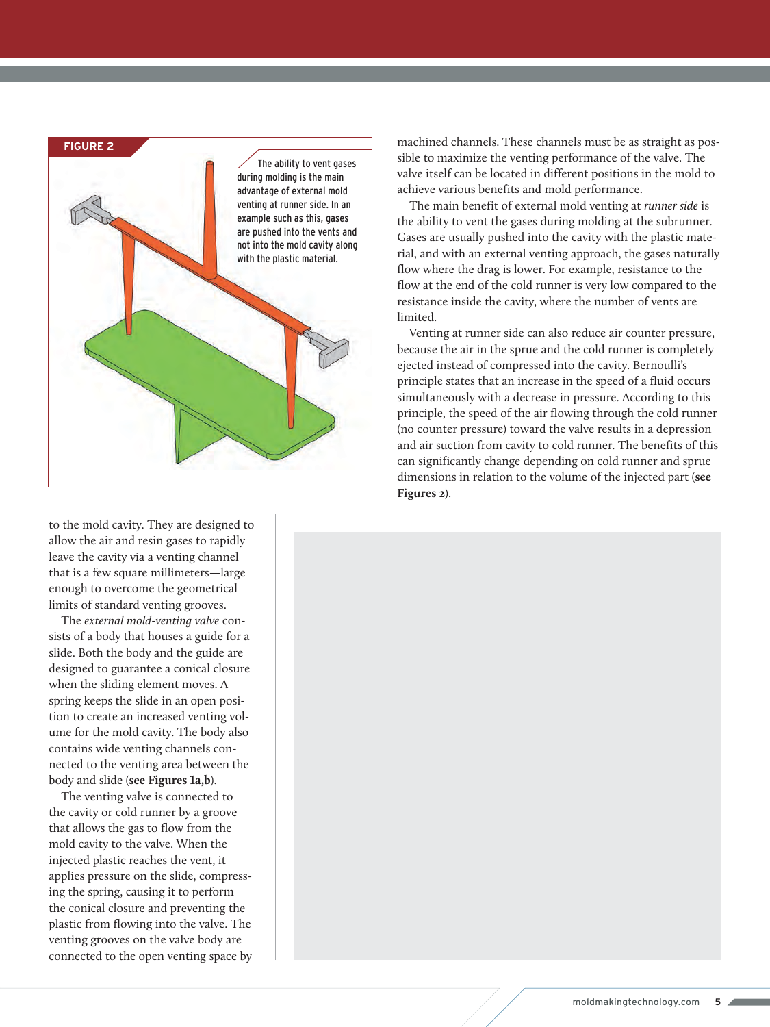**FIGURE 2**

The ability to vent gases during molding is the main advantage of external mold venting at runner side. In an example such as this, gases are pushed into the vents and not into the mold cavity along with the plastic material.

to the mold cavity. They are designed to allow the air and resin gases to rapidly leave the cavity via a venting channel that is a few square millimeters—large enough to overcome the geometrical limits of standard venting grooves.

The *external mold-venting valve* consists of a body that houses a guide for a slide. Both the body and the guide are designed to guarantee a conical closure when the sliding element moves. A spring keeps the slide in an open position to create an increased venting volume for the mold cavity. The body also contains wide venting channels connected to the venting area between the body and slide (**see Figures 1a,b**).

The venting valve is connected to the cavity or cold runner by a groove that allows the gas to flow from the mold cavity to the valve. When the injected plastic reaches the vent, it applies pressure on the slide, compressing the spring, causing it to perform the conical closure and preventing the plastic from flowing into the valve. The venting grooves on the valve body are connected to the open venting space by machined channels. These channels must be as straight as possible to maximize the venting performance of the valve. The valve itself can be located in different positions in the mold to achieve various benefits and mold performance.

The main benefit of external mold venting at *runner side* is the ability to vent the gases during molding at the subrunner. Gases are usually pushed into the cavity with the plastic material, and with an external venting approach, the gases naturally flow where the drag is lower. For example, resistance to the flow at the end of the cold runner is very low compared to the resistance inside the cavity, where the number of vents are limited.

Venting at runner side can also reduce air counter pressure, because the air in the sprue and the cold runner is completely ejected instead of compressed into the cavity. Bernoulli's principle states that an increase in the speed of a fluid occurs simultaneously with a decrease in pressure. According to this principle, the speed of the air flowing through the cold runner (no counter pressure) toward the valve results in a depression and air suction from cavity to cold runner. The benefits of this can significantly change depending on cold runner and sprue dimensions in relation to the volume of the injected part (**see Figures 2**).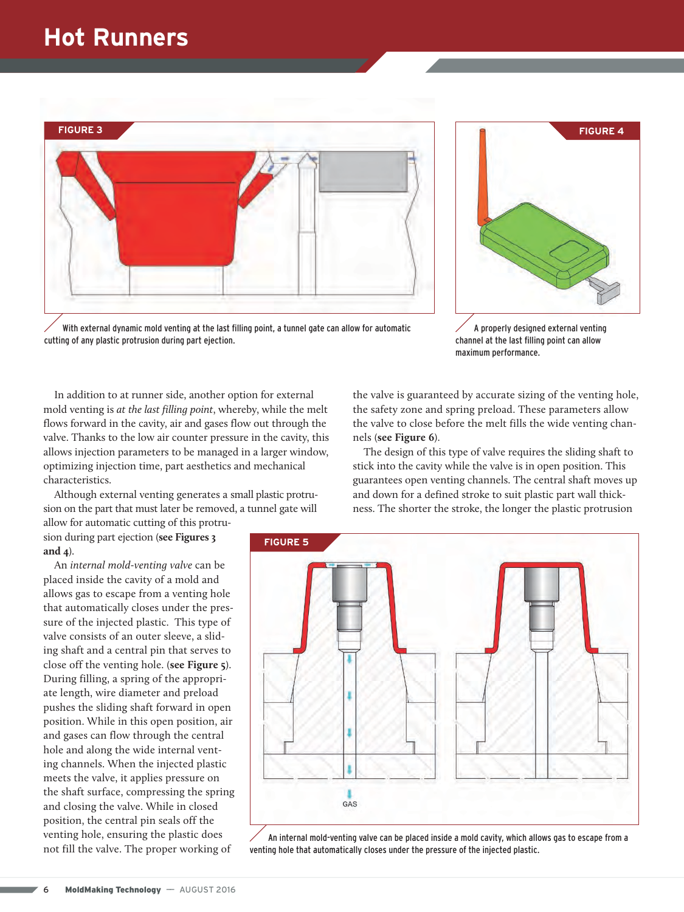FIGURE 3

With external dynamic mold venting at the last filling point, a tunnel gate can allow for automatic cutting of any plastic protrusion during part ejection.

FIGURE 4

A properly designed external venting channel at the last filling point can allow maximum performance.

In addition to at runner side, another option for external mold venting is *at the last filling point*, whereby, while the melt flows forward in the cavity, air and gases flow out through the valve. Thanks to the low air counter pressure in the cavity, this allows injection parameters to be managed in a larger window, optimizing injection time, part aesthetics and mechanical characteristics.

Although external venting generates a small plastic protrusion on the part that must later be removed, a tunnel gate will allow for automatic cutting of this protrusion during part ejection (**see Figures 3 and 4**).

An *internal mold-venting valve* can be placed inside the cavity of a mold and allows gas to escape from a venting hole that automatically closes under the pressure of the injected plastic. This type of valve consists of an outer sleeve, a sliding shaft and a central pin that serves to close off the venting hole. (**see Figure 5**). During filling, a spring of the appropriate length, wire diameter and preload pushes the sliding shaft forward in open position. While in this open position, air and gases can flow through the central hole and along the wide internal venting channels. When the injected plastic meets the valve, it applies pressure on the shaft surface, compressing the spring and closing the valve. While in closed position, the central pin seals off the venting hole, ensuring the plastic does not fill the valve. The proper working of the valve is guaranteed by accurate sizing of the venting hole, the safety zone and spring preload. These parameters allow the valve to close before the melt fills the wide venting channels (**see Figure 6**).

The design of this type of valve requires the sliding shaft to stick into the cavity while the valve is in open position. This guarantees open venting channels. The central shaft moves up and down for a defined stroke to suit plastic part wall thickness. The shorter the stroke, the longer the plastic protrusion

FIGURE 5

GAS

An internal mold-venting valve can be placed inside a mold cavity, which allows gas to escape from a venting hole that automatically closes under the pressure of the injected plastic.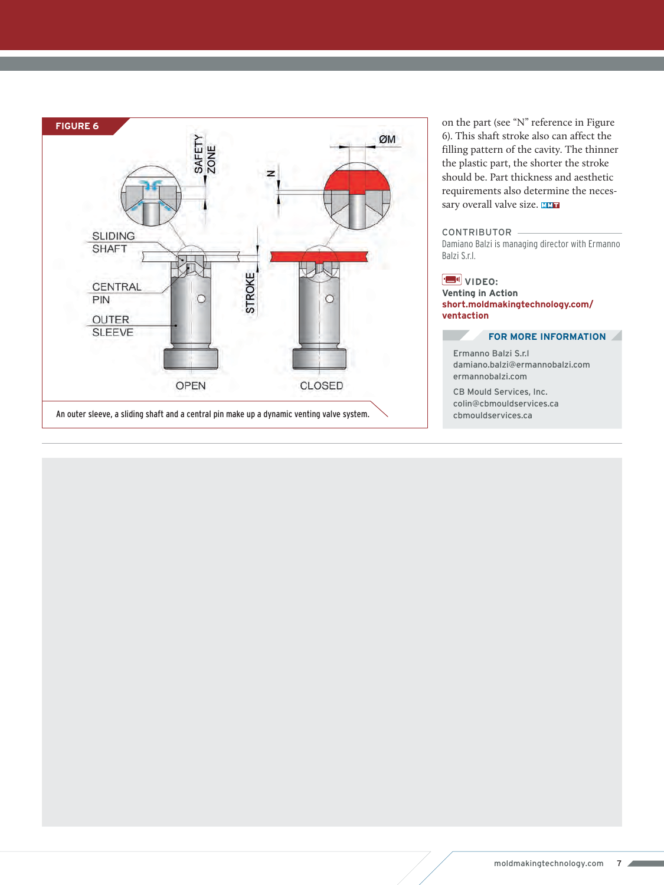**FIGURE 6**

SAFETY ZONE

ØM

N

SLIDING SHAFT

CENTRAL PIN

OUTER SLEEVE

STROKE

OPEN

CLOSED

An outer sleeve, a sliding shaft and a central pin make up a dynamic venting valve system.

on the part (see "N" reference in Figure 6). This shaft stroke also can affect the filling pattern of the cavity. The thinner the plastic part, the shorter the stroke should be. Part thickness and aesthetic requirements also determine the necessary overall valve size.

CONTRIBUTOR

Damiano Balzi is managing director with Ermanno Balzi S.r.l.

**VIDEO:**
**Venting in Action**
**short.moldmakingtechnology.com/ventaction**

**FOR MORE INFORMATION**

Ermanno Balzi S.r.l
damiano.balzi@ermannobalzi.com
ermannobalzi.com

CB Mould Services, Inc.
colin@cbmouldservices.ca
cbmouldservices.ca